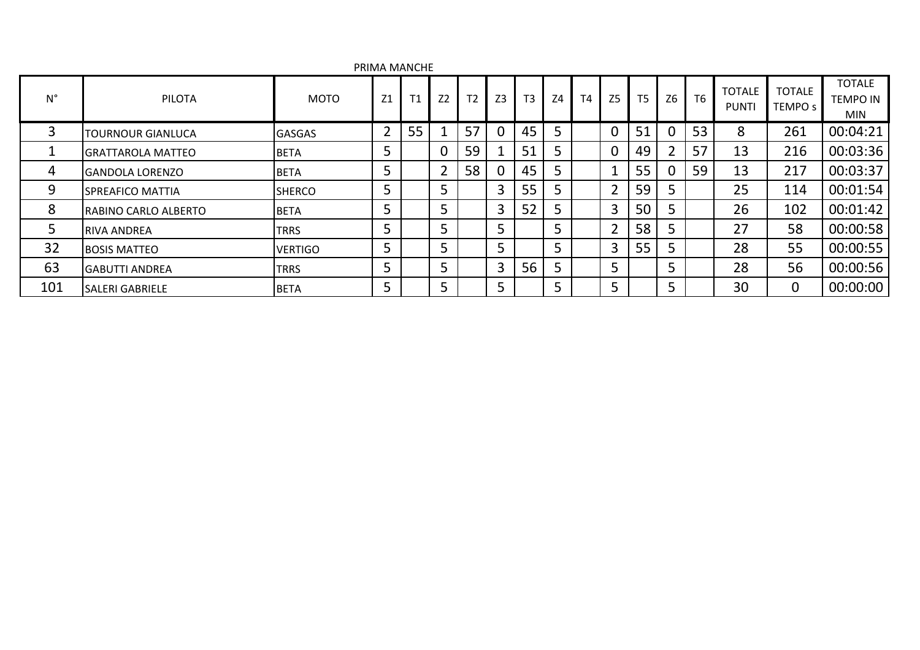PRIMA MANCHE

| N° | PILOTA | MOTO | Z1 | T1 | Z2 | T2 | Z3 | T3 | Z4 | T4 | Z5 | T5 | Z6 | T6 | TOTALE PUNTI | TOTALE TEMPO s | TOTALE TEMPO IN MIN |
|---|---|---|---|---|---|---|---|---|---|---|---|---|---|---|---|---|---|
| 3 | TOURNOUR GIANLUCA | GASGAS | 2 | 55 | 1 | 57 | 0 | 45 | 5 | | 0 | 51 | 0 | 53 | 8 | 261 | 00:04:21 |
| 1 | GRATTAROLA MATTEO | BETA | 5 | | 0 | 59 | 1 | 51 | 5 | | 0 | 49 | 2 | 57 | 13 | 216 | 00:03:36 |
| 4 | GANDOLA LORENZO | BETA | 5 | | 2 | 58 | 0 | 45 | 5 | | 1 | 55 | 0 | 59 | 13 | 217 | 00:03:37 |
| 9 | SPREAFICO MATTIA | SHERCO | 5 | | 5 | | 3 | 55 | 5 | | 2 | 59 | 5 | | 25 | 114 | 00:01:54 |
| 8 | RABINO CARLO ALBERTO | BETA | 5 | | 5 | | 3 | 52 | 5 | | 3 | 50 | 5 | | 26 | 102 | 00:01:42 |
| 5 | RIVA ANDREA | TRRS | 5 | | 5 | | 5 | | 5 | | 2 | 58 | 5 | | 27 | 58 | 00:00:58 |
| 32 | BOSIS MATTEO | VERTIGO | 5 | | 5 | | 5 | | 5 | | 3 | 55 | 5 | | 28 | 55 | 00:00:55 |
| 63 | GABUTTI ANDREA | TRRS | 5 | | 5 | | 3 | 56 | 5 | | 5 | | 5 | | 28 | 56 | 00:00:56 |
| 101 | SALERI GABRIELE | BETA | 5 | | 5 | | 5 | | 5 | | 5 | | 5 | | 30 | 0 | 00:00:00 |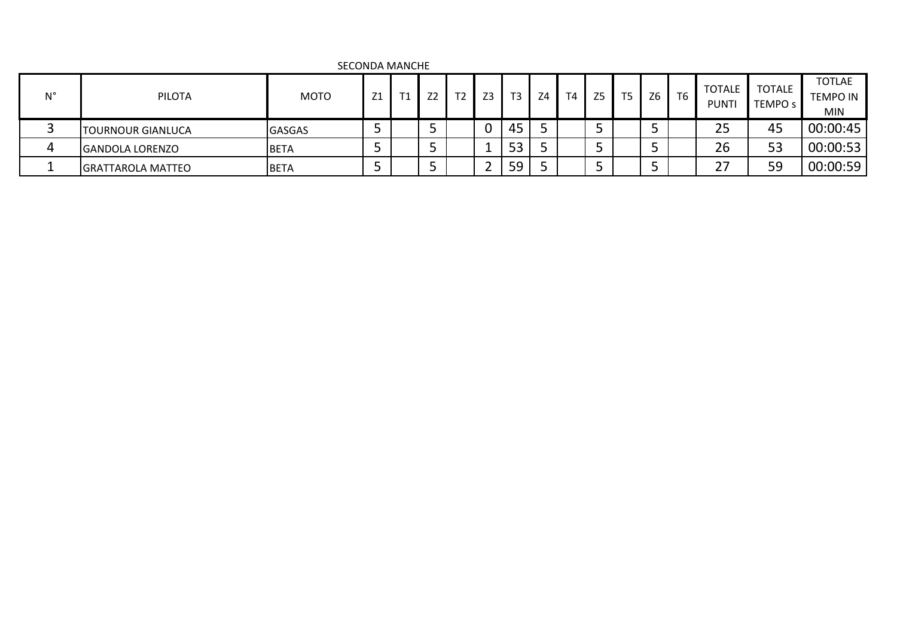SECONDA MANCHE

| N° | PILOTA | MOTO | Z1 | T1 | Z2 | T2 | Z3 | T3 | Z4 | T4 | Z5 | T5 | Z6 | T6 | TOTALE PUNTI | TOTALE TEMPO s | TOTLAE TEMPO IN MIN |
|---|---|---|---|---|---|---|---|---|---|---|---|---|---|---|---|---|---|
| 3 | TOURNOUR GIANLUCA | GASGAS | 5 | | 5 | | 0 | 45 | 5 | | 5 | | 5 | | 25 | 45 | 00:00:45 |
| 4 | GANDOLA LORENZO | BETA | 5 | | 5 | | 1 | 53 | 5 | | 5 | | 5 | | 26 | 53 | 00:00:53 |
| 1 | GRATTAROLA MATTEO | BETA | 5 | | 5 | | 2 | 59 | 5 | | 5 | | 5 | | 27 | 59 | 00:00:59 |